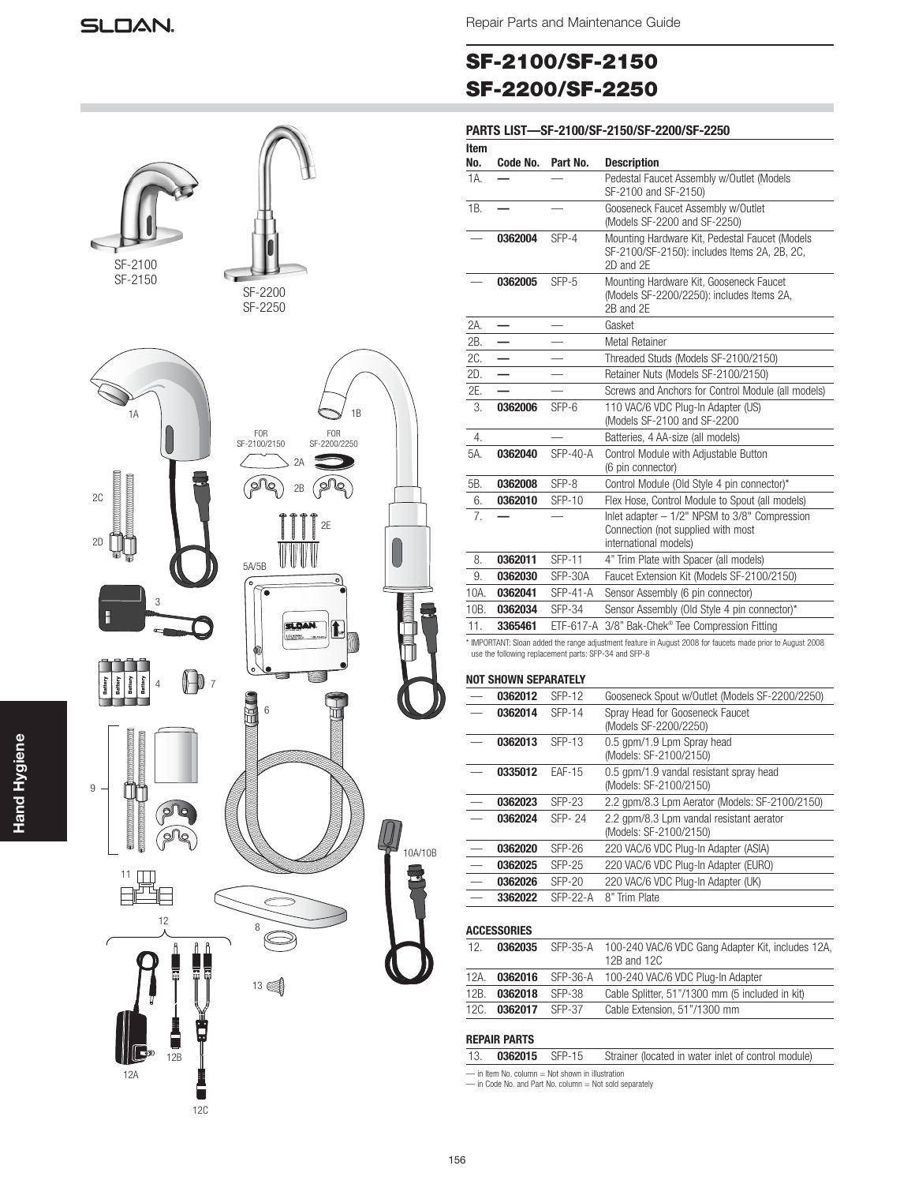Repair Parts and Maintenance Guide

# SF-2100/SF-2150
# SF-2200/SF-2250

SF-2100
SF-2150

SF-2200
SF-2250

## PARTS LIST—SF-2100/SF-2150/SF-2200/SF-2250

| Item No. | Code No. | Part No. | Description |
|---|---|---|---|
| 1A. | — | — | Pedestal Faucet Assembly w/Outlet (Models SF-2100 and SF-2150) |
| 1B. | — | — | Gooseneck Faucet Assembly w/Outlet (Models SF-2200 and SF-2250) |
| — | 0362004 | SFP-4 | Mounting Hardware Kit, Pedestal Faucet (Models SF-2100/SF-2150): includes Items 2A, 2B, 2C, 2D and 2E |
| — | 0362005 | SFP-5 | Mounting Hardware Kit, Gooseneck Faucet (Models SF-2200/2250): includes Items 2A, 2B and 2E |
| 2A. | — | — | Gasket |
| 2B. | — | — | Metal Retainer |
| 2C. | — | — | Threaded Studs (Models SF-2100/2150) |
| 2D. | — | — | Retainer Nuts (Models SF-2100/2150) |
| 2E. | — | — | Screws and Anchors for Control Module (all models) |
| 3. | 0362006 | SFP-6 | 110 VAC/6 VDC Plug-In Adapter (US) (Models SF-2100 and SF-2200) |
| 4. | | — | Batteries, 4 AA-size (all models) |
| 5A. | 0362040 | SFP-40-A | Control Module with Adjustable Button (6 pin connector) |
| 5B. | 0362008 | SFP-8 | Control Module (Old Style 4 pin connector)* |
| 6. | 0362010 | SFP-10 | Flex Hose, Control Module to Spout (all models) |
| 7. | — | — | Inlet adapter – 1/2" NPSM to 3/8" Compression Connection (not supplied with most international models) |
| 8. | 0362011 | SFP-11 | 4" Trim Plate with Spacer (all models) |
| 9. | 0362030 | SFP-30A | Faucet Extension Kit (Models SF-2100/2150) |
| 10A. | 0362041 | SFP-41-A | Sensor Assembly (6 pin connector) |
| 10B. | 0362034 | SFP-34 | Sensor Assembly (Old Style 4 pin connector)* |
| 11. | 3365461 | ETF-617-A | 3/8" Bak-Chek® Tee Compression Fitting |

* IMPORTANT: Sloan added the range adjustment feature in August 2008 for faucets made prior to August 2008 use the following replacement parts: SFP-34 and SFP-8

### NOT SHOWN SEPARATELY

| Item No. | Code No. | Part No. | Description |
|---|---|---|---|
| — | 0362012 | SFP-12 | Gooseneck Spout w/Outlet (Models SF-2200/2250) |
| — | 0362014 | SFP-14 | Spray Head for Gooseneck Faucet (Models SF-2200/2250) |
| — | 0362013 | SFP-13 | 0.5 gpm/1.9 Lpm Spray head (Models: SF-2100/2150) |
| — | 0335012 | EAF-15 | 0.5 gpm/1.9 vandal resistant spray head (Models: SF-2100/2150) |
| — | 0362023 | SFP-23 | 2.2 gpm/8.3 Lpm Aerator (Models: SF-2100/2150) |
| — | 0362024 | SFP- 24 | 2.2 gpm/8.3 Lpm vandal resistant aerator (Models: SF-2100/2150) |
| — | 0362020 | SFP-26 | 220 VAC/6 VDC Plug-In Adapter (ASIA) |
| — | 0362025 | SFP-25 | 220 VAC/6 VDC Plug-In Adapter (EURO) |
| — | 0362026 | SFP-20 | 220 VAC/6 VDC Plug-In Adapter (UK) |
| — | 3362022 | SFP-22-A | 8" Trim Plate |

### ACCESSORIES

| Item No. | Code No. | Part No. | Description |
|---|---|---|---|
| 12. | 0362035 | SFP-35-A | 100-240 VAC/6 VDC Gang Adapter Kit, includes 12A, 12B and 12C |
| 12A. | 0362016 | SFP-36-A | 100-240 VAC/6 VDC Plug-In Adapter |
| 12B. | 0362018 | SFP-38 | Cable Splitter, 51"/1300 mm (5 included in kit) |
| 12C. | 0362017 | SFP-37 | Cable Extension, 51"/1300 mm |

### REPAIR PARTS

| Item No. | Code No. | Part No. | Description |
|---|---|---|---|
| 13. | 0362015 | SFP-15 | Strainer (located in water inlet of control module) |

— in Item No. column = Not shown in illustration
— in Code No. and Part No. column = Not sold separately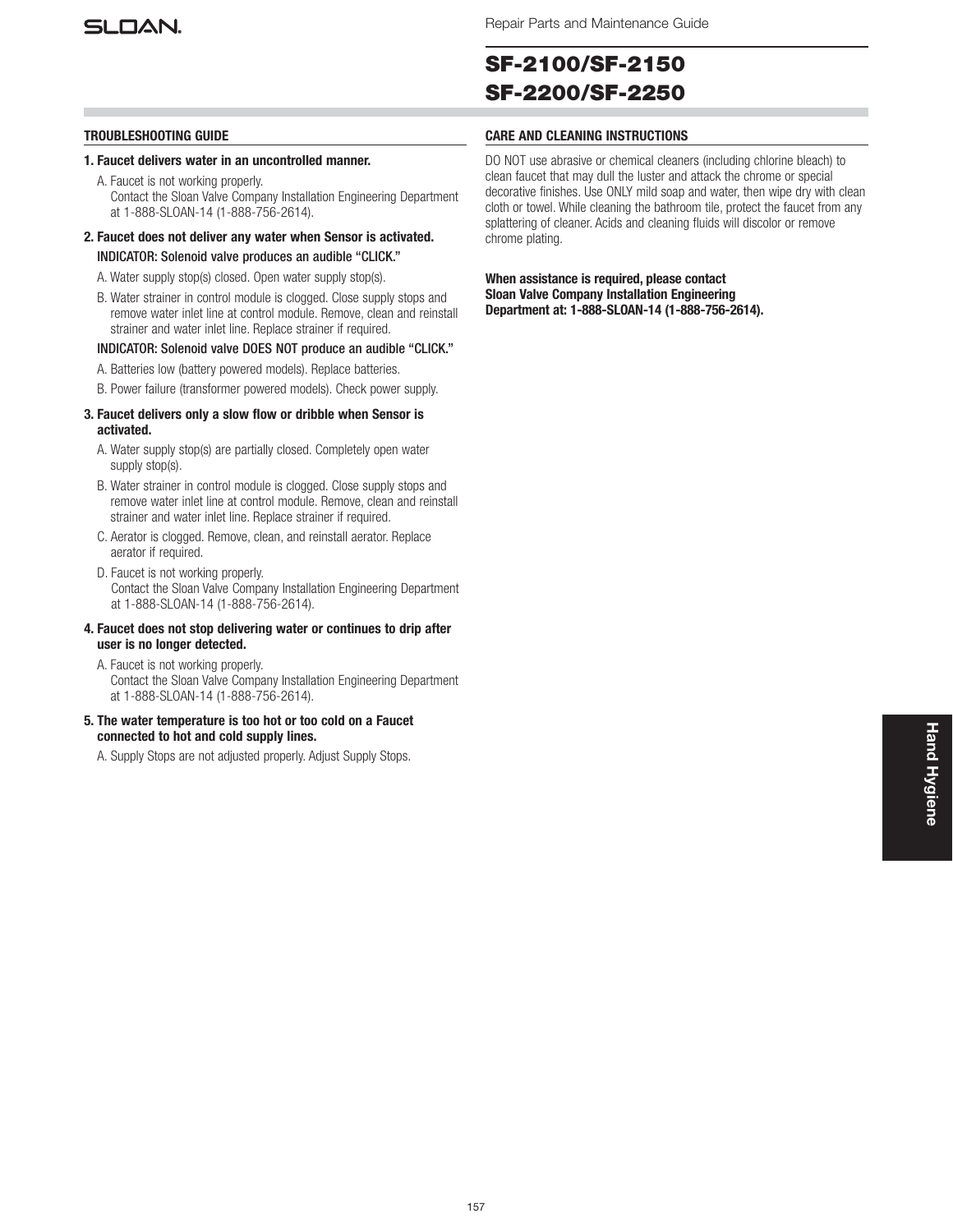# SF-2100/SF-2150
# SF-2200/SF-2250

## TROUBLESHOOTING GUIDE

**1. Faucet delivers water in an uncontrolled manner.**

A. Faucet is not working properly.
Contact the Sloan Valve Company Installation Engineering Department at 1-888-SLOAN-14 (1-888-756-2614).

**2. Faucet does not deliver any water when Sensor is activated.**

INDICATOR: Solenoid valve produces an audible "CLICK."

A. Water supply stop(s) closed. Open water supply stop(s).

B. Water strainer in control module is clogged. Close supply stops and remove water inlet line at control module. Remove, clean and reinstall strainer and water inlet line. Replace strainer if required.

INDICATOR: Solenoid valve DOES NOT produce an audible "CLICK."

A. Batteries low (battery powered models). Replace batteries.

B. Power failure (transformer powered models). Check power supply.

**3. Faucet delivers only a slow flow or dribble when Sensor is activated.**

A. Water supply stop(s) are partially closed. Completely open water supply stop(s).

B. Water strainer in control module is clogged. Close supply stops and remove water inlet line at control module. Remove, clean and reinstall strainer and water inlet line. Replace strainer if required.

C. Aerator is clogged. Remove, clean, and reinstall aerator. Replace aerator if required.

D. Faucet is not working properly.
Contact the Sloan Valve Company Installation Engineering Department at 1-888-SLOAN-14 (1-888-756-2614).

**4. Faucet does not stop delivering water or continues to drip after user is no longer detected.**

A. Faucet is not working properly.
Contact the Sloan Valve Company Installation Engineering Department at 1-888-SLOAN-14 (1-888-756-2614).

**5. The water temperature is too hot or too cold on a Faucet connected to hot and cold supply lines.**

A. Supply Stops are not adjusted properly. Adjust Supply Stops.

## CARE AND CLEANING INSTRUCTIONS

DO NOT use abrasive or chemical cleaners (including chlorine bleach) to clean faucet that may dull the luster and attack the chrome or special decorative finishes. Use ONLY mild soap and water, then wipe dry with clean cloth or towel. While cleaning the bathroom tile, protect the faucet from any splattering of cleaner. Acids and cleaning fluids will discolor or remove chrome plating.

**When assistance is required, please contact Sloan Valve Company Installation Engineering Department at: 1-888-SLOAN-14 (1-888-756-2614).**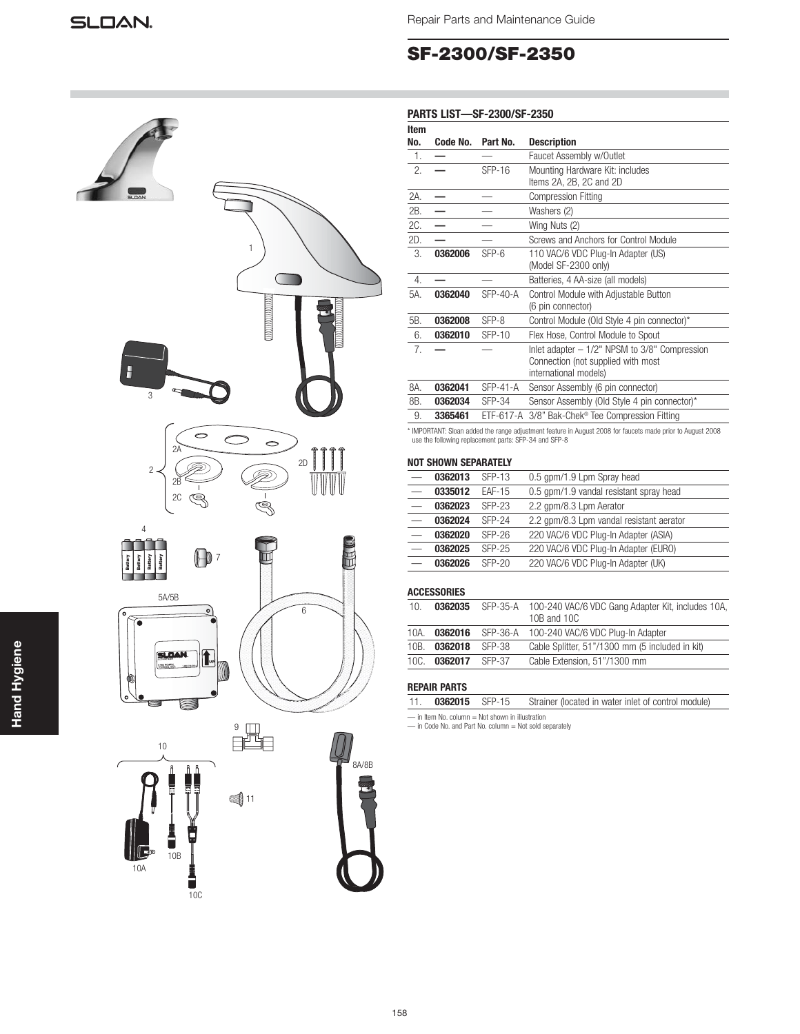Repair Parts and Maintenance Guide

# SF-2300/SF-2350

### PARTS LIST—SF-2300/SF-2350

| Item No. | Code No. | Part No. | Description |
|---|---|---|---|
| 1. | — | — | Faucet Assembly w/Outlet |
| 2. | — | SFP-16 | Mounting Hardware Kit: includes Items 2A, 2B, 2C and 2D |
| 2A. | — | — | Compression Fitting |
| 2B. | — | — | Washers (2) |
| 2C. | — | — | Wing Nuts (2) |
| 2D. | — | — | Screws and Anchors for Control Module |
| 3. | **0362006** | SFP-6 | 110 VAC/6 VDC Plug-In Adapter (US) (Model SF-2300 only) |
| 4. | — | — | Batteries, 4 AA-size (all models) |
| 5A. | **0362040** | SFP-40-A | Control Module with Adjustable Button (6 pin connector) |
| 5B. | **0362008** | SFP-8 | Control Module (Old Style 4 pin connector)* |
| 6. | **0362010** | SFP-10 | Flex Hose, Control Module to Spout |
| 7. | — | — | Inlet adapter – 1/2" NPSM to 3/8" Compression Connection (not supplied with most international models) |
| 8A. | **0362041** | SFP-41-A | Sensor Assembly (6 pin connector) |
| 8B. | **0362034** | SFP-34 | Sensor Assembly (Old Style 4 pin connector)* |
| 9. | **3365461** | ETF-617-A | 3/8" Bak-Chek® Tee Compression Fitting |

* IMPORTANT: Sloan added the range adjustment feature in August 2008 for faucets made prior to August 2008 use the following replacement parts: SFP-34 and SFP-8

### NOT SHOWN SEPARATELY

| Item No. | Code No. | Part No. | Description |
|---|---|---|---|
| — | **0362013** | SFP-13 | 0.5 gpm/1.9 Lpm Spray head |
| — | **0335012** | EAF-15 | 0.5 gpm/1.9 vandal resistant spray head |
| — | **0362023** | SFP-23 | 2.2 gpm/8.3 Lpm Aerator |
| — | **0362024** | SFP-24 | 2.2 gpm/8.3 Lpm vandal resistant aerator |
| — | **0362020** | SFP-26 | 220 VAC/6 VDC Plug-In Adapter (ASIA) |
| — | **0362025** | SFP-25 | 220 VAC/6 VDC Plug-In Adapter (EURO) |
| — | **0362026** | SFP-20 | 220 VAC/6 VDC Plug-In Adapter (UK) |

### ACCESSORIES

| Item No. | Code No. | Part No. | Description |
|---|---|---|---|
| 10. | **0362035** | SFP-35-A | 100-240 VAC/6 VDC Gang Adapter Kit, includes 10A, 10B and 10C |
| 10A. | **0362016** | SFP-36-A | 100-240 VAC/6 VDC Plug-In Adapter |
| 10B. | **0362018** | SFP-38 | Cable Splitter, 51"/1300 mm (5 included in kit) |
| 10C. | **0362017** | SFP-37 | Cable Extension, 51"/1300 mm |

### REPAIR PARTS

| Item No. | Code No. | Part No. | Description |
|---|---|---|---|
| 11. | **0362015** | SFP-15 | Strainer (located in water inlet of control module) |

— in Item No. column = Not shown in illustration
— in Code No. and Part No. column = Not sold separately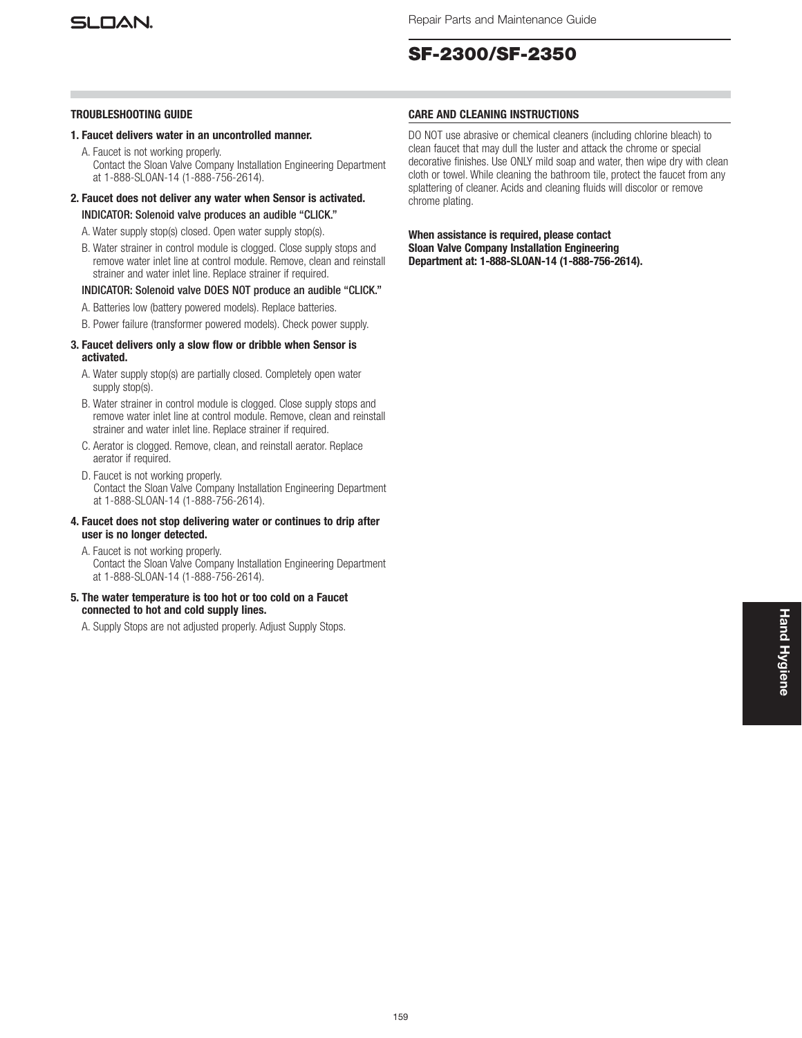# SF-2300/SF-2350

## TROUBLESHOOTING GUIDE

**1. Faucet delivers water in an uncontrolled manner.**

A. Faucet is not working properly.
Contact the Sloan Valve Company Installation Engineering Department at 1-888-SLOAN-14 (1-888-756-2614).

**2. Faucet does not deliver any water when Sensor is activated.**

INDICATOR: Solenoid valve produces an audible "CLICK."

A. Water supply stop(s) closed. Open water supply stop(s).

B. Water strainer in control module is clogged. Close supply stops and remove water inlet line at control module. Remove, clean and reinstall strainer and water inlet line. Replace strainer if required.

INDICATOR: Solenoid valve DOES NOT produce an audible "CLICK."

A. Batteries low (battery powered models). Replace batteries.

B. Power failure (transformer powered models). Check power supply.

**3. Faucet delivers only a slow flow or dribble when Sensor is activated.**

A. Water supply stop(s) are partially closed. Completely open water supply stop(s).

B. Water strainer in control module is clogged. Close supply stops and remove water inlet line at control module. Remove, clean and reinstall strainer and water inlet line. Replace strainer if required.

C. Aerator is clogged. Remove, clean, and reinstall aerator. Replace aerator if required.

D. Faucet is not working properly.
Contact the Sloan Valve Company Installation Engineering Department at 1-888-SLOAN-14 (1-888-756-2614).

**4. Faucet does not stop delivering water or continues to drip after user is no longer detected.**

A. Faucet is not working properly.
Contact the Sloan Valve Company Installation Engineering Department at 1-888-SLOAN-14 (1-888-756-2614).

**5. The water temperature is too hot or too cold on a Faucet connected to hot and cold supply lines.**

A. Supply Stops are not adjusted properly. Adjust Supply Stops.

## CARE AND CLEANING INSTRUCTIONS

DO NOT use abrasive or chemical cleaners (including chlorine bleach) to clean faucet that may dull the luster and attack the chrome or special decorative finishes. Use ONLY mild soap and water, then wipe dry with clean cloth or towel. While cleaning the bathroom tile, protect the faucet from any splattering of cleaner. Acids and cleaning fluids will discolor or remove chrome plating.

**When assistance is required, please contact Sloan Valve Company Installation Engineering Department at: 1-888-SLOAN-14 (1-888-756-2614).**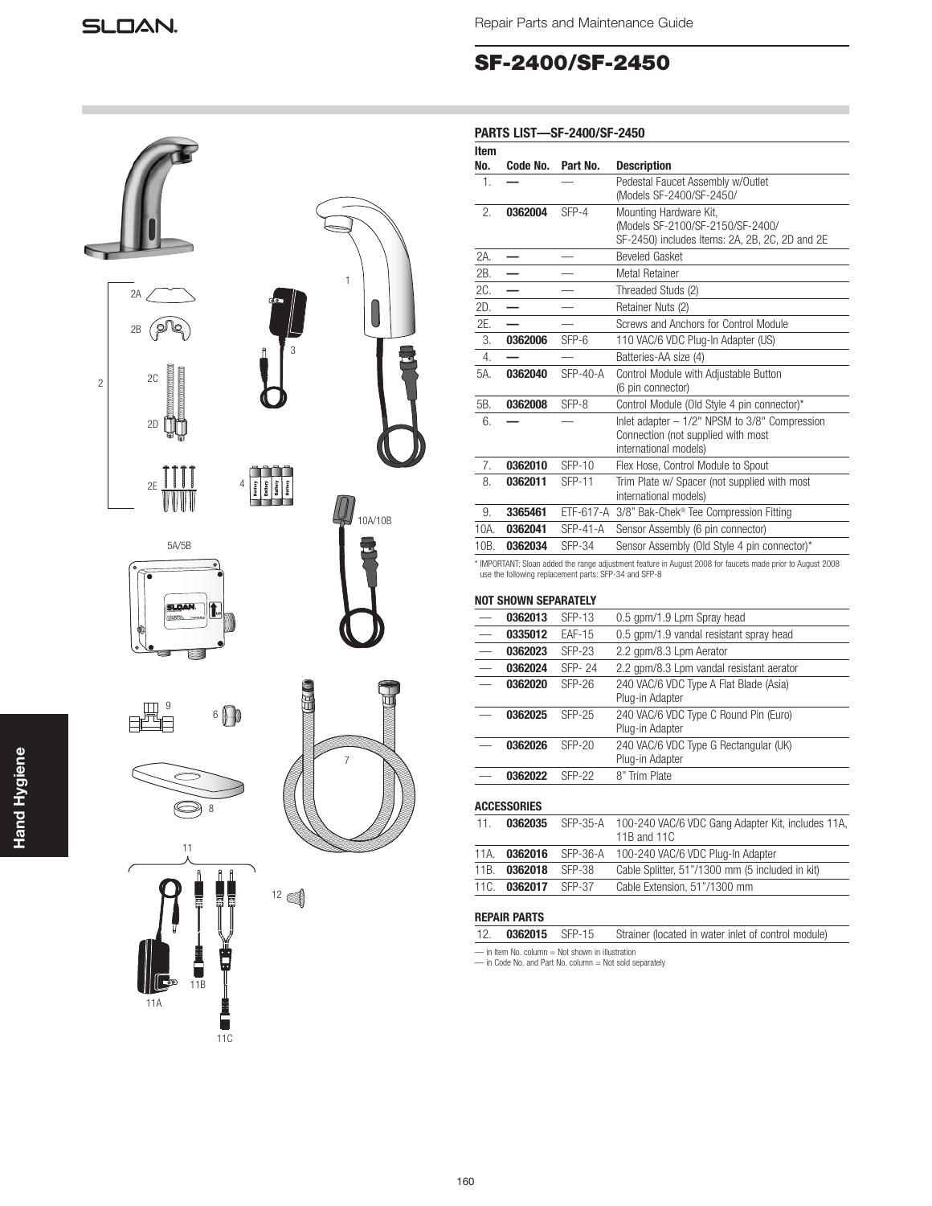Repair Parts and Maintenance Guide

# SF-2400/SF-2450

### PARTS LIST—SF-2400/SF-2450

| Item No. | Code No. | Part No. | Description |
|---|---|---|---|
| 1. | — | — | Pedestal Faucet Assembly w/Outlet (Models SF-2400/SF-2450/ |
| 2. | 0362004 | SFP-4 | Mounting Hardware Kit, (Models SF-2100/SF-2150/SF-2400/ SF-2450) includes Items: 2A, 2B, 2C, 2D and 2E |
| 2A. | — | — | Beveled Gasket |
| 2B. | — | — | Metal Retainer |
| 2C. | — | — | Threaded Studs (2) |
| 2D. | — | — | Retainer Nuts (2) |
| 2E. | — | — | Screws and Anchors for Control Module |
| 3. | 0362006 | SFP-6 | 110 VAC/6 VDC Plug-In Adapter (US) |
| 4. | — | — | Batteries-AA size (4) |
| 5A. | 0362040 | SFP-40-A | Control Module with Adjustable Button (6 pin connector) |
| 5B. | 0362008 | SFP-8 | Control Module (Old Style 4 pin connector)* |
| 6. | — | — | Inlet adapter – 1/2" NPSM to 3/8" Compression Connection (not supplied with most international models) |
| 7. | 0362010 | SFP-10 | Flex Hose, Control Module to Spout |
| 8. | 0362011 | SFP-11 | Trim Plate w/ Spacer (not supplied with most international models) |
| 9. | 3365461 | ETF-617-A | 3/8" Bak-Chek® Tee Compression Fitting |
| 10A. | 0362041 | SFP-41-A | Sensor Assembly (6 pin connector) |
| 10B. | 0362034 | SFP-34 | Sensor Assembly (Old Style 4 pin connector)* |

* IMPORTANT: Sloan added the range adjustment feature in August 2008 for faucets made prior to August 2008 use the following replacement parts: SFP-34 and SFP-8

### NOT SHOWN SEPARATELY

| Item No. | Code No. | Part No. | Description |
|---|---|---|---|
| — | 0362013 | SFP-13 | 0.5 gpm/1.9 Lpm Spray head |
| — | 0335012 | EAF-15 | 0.5 gpm/1.9 vandal resistant spray head |
| — | 0362023 | SFP-23 | 2.2 gpm/8.3 Lpm Aerator |
| — | 0362024 | SFP- 24 | 2.2 gpm/8.3 Lpm vandal resistant aerator |
| — | 0362020 | SFP-26 | 240 VAC/6 VDC Type A Flat Blade (Asia) Plug-in Adapter |
| — | 0362025 | SFP-25 | 240 VAC/6 VDC Type C Round Pin (Euro) Plug-in Adapter |
| — | 0362026 | SFP-20 | 240 VAC/6 VDC Type G Rectangular (UK) Plug-in Adapter |
| — | 0362022 | SFP-22 | 8" Trim Plate |

### ACCESSORIES

| Item No. | Code No. | Part No. | Description |
|---|---|---|---|
| 11. | 0362035 | SFP-35-A | 100-240 VAC/6 VDC Gang Adapter Kit, includes 11A, 11B and 11C |
| 11A. | 0362016 | SFP-36-A | 100-240 VAC/6 VDC Plug-In Adapter |
| 11B. | 0362018 | SFP-38 | Cable Splitter, 51"/1300 mm (5 included in kit) |
| 11C. | 0362017 | SFP-37 | Cable Extension, 51"/1300 mm |

### REPAIR PARTS

| Item No. | Code No. | Part No. | Description |
|---|---|---|---|
| 12. | 0362015 | SFP-15 | Strainer (located in water inlet of control module) |

— in Item No. column = Not shown in illustration
— in Code No. and Part No. column = Not sold separately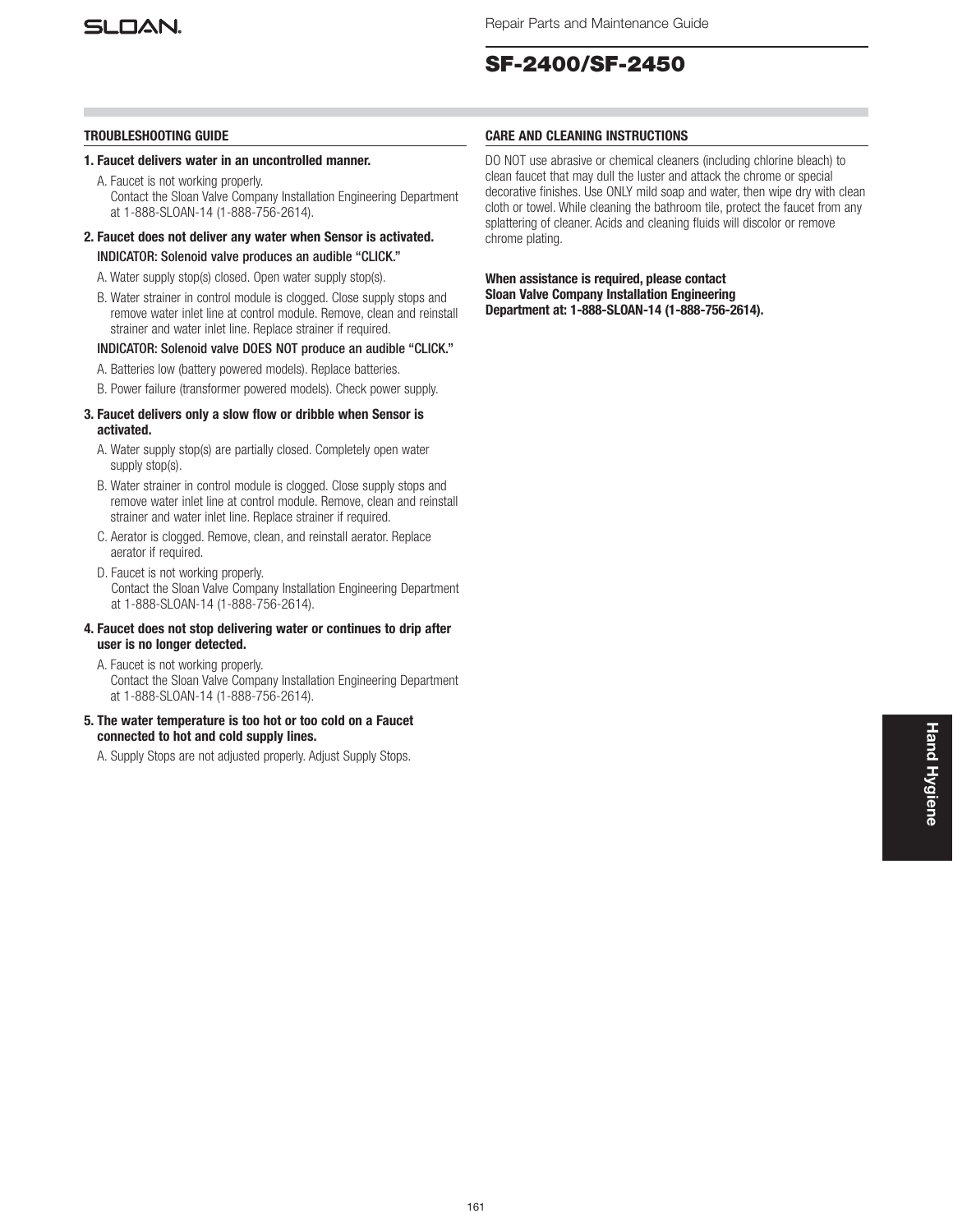# SF-2400/SF-2450

## TROUBLESHOOTING GUIDE

**1. Faucet delivers water in an uncontrolled manner.**

A. Faucet is not working properly.
Contact the Sloan Valve Company Installation Engineering Department at 1-888-SLOAN-14 (1-888-756-2614).

**2. Faucet does not deliver any water when Sensor is activated.**

INDICATOR: Solenoid valve produces an audible "CLICK."

A. Water supply stop(s) closed. Open water supply stop(s).

B. Water strainer in control module is clogged. Close supply stops and remove water inlet line at control module. Remove, clean and reinstall strainer and water inlet line. Replace strainer if required.

INDICATOR: Solenoid valve DOES NOT produce an audible "CLICK."

A. Batteries low (battery powered models). Replace batteries.

B. Power failure (transformer powered models). Check power supply.

**3. Faucet delivers only a slow flow or dribble when Sensor is activated.**

A. Water supply stop(s) are partially closed. Completely open water supply stop(s).

B. Water strainer in control module is clogged. Close supply stops and remove water inlet line at control module. Remove, clean and reinstall strainer and water inlet line. Replace strainer if required.

C. Aerator is clogged. Remove, clean, and reinstall aerator. Replace aerator if required.

D. Faucet is not working properly.
Contact the Sloan Valve Company Installation Engineering Department at 1-888-SLOAN-14 (1-888-756-2614).

**4. Faucet does not stop delivering water or continues to drip after user is no longer detected.**

A. Faucet is not working properly.
Contact the Sloan Valve Company Installation Engineering Department at 1-888-SLOAN-14 (1-888-756-2614).

**5. The water temperature is too hot or too cold on a Faucet connected to hot and cold supply lines.**

A. Supply Stops are not adjusted properly. Adjust Supply Stops.

## CARE AND CLEANING INSTRUCTIONS

DO NOT use abrasive or chemical cleaners (including chlorine bleach) to clean faucet that may dull the luster and attack the chrome or special decorative finishes. Use ONLY mild soap and water, then wipe dry with clean cloth or towel. While cleaning the bathroom tile, protect the faucet from any splattering of cleaner. Acids and cleaning fluids will discolor or remove chrome plating.

**When assistance is required, please contact Sloan Valve Company Installation Engineering Department at: 1-888-SLOAN-14 (1-888-756-2614).**